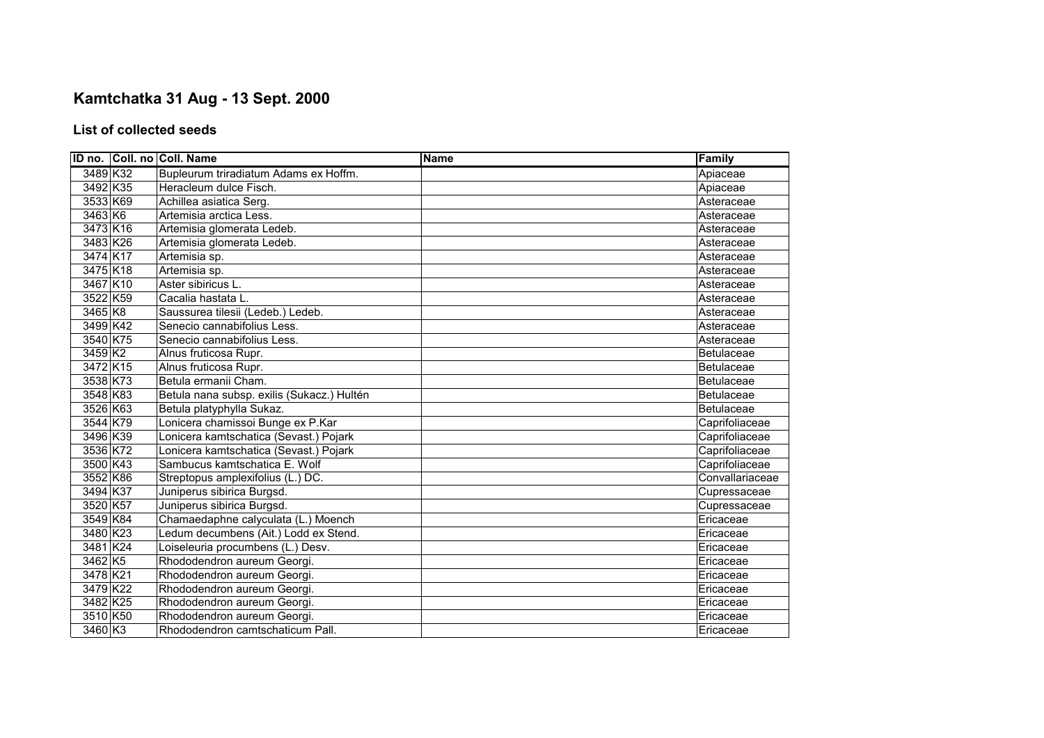# Kamtchatka 31 Aug - 13 Sept. 2000

## List of collected seeds

| ID no. | Coll. no | Coll. Name | Name | Family |
|---|---|---|---|---|
| 3489 | K32 | Bupleurum triradiatum Adams ex Hoffm. | | Apiaceae |
| 3492 | K35 | Heracleum dulce Fisch. | | Apiaceae |
| 3533 | K69 | Achillea asiatica Serg. | | Asteraceae |
| 3463 | K6 | Artemisia arctica Less. | | Asteraceae |
| 3473 | K16 | Artemisia glomerata Ledeb. | | Asteraceae |
| 3483 | K26 | Artemisia glomerata Ledeb. | | Asteraceae |
| 3474 | K17 | Artemisia sp. | | Asteraceae |
| 3475 | K18 | Artemisia sp. | | Asteraceae |
| 3467 | K10 | Aster sibiricus L. | | Asteraceae |
| 3522 | K59 | Cacalia hastata L. | | Asteraceae |
| 3465 | K8 | Saussurea tilesii (Ledeb.) Ledeb. | | Asteraceae |
| 3499 | K42 | Senecio cannabifolius Less. | | Asteraceae |
| 3540 | K75 | Senecio cannabifolius Less. | | Asteraceae |
| 3459 | K2 | Alnus fruticosa Rupr. | | Betulaceae |
| 3472 | K15 | Alnus fruticosa Rupr. | | Betulaceae |
| 3538 | K73 | Betula ermanii Cham. | | Betulaceae |
| 3548 | K83 | Betula nana subsp. exilis (Sukacz.) Hultén | | Betulaceae |
| 3526 | K63 | Betula platyphylla Sukaz. | | Betulaceae |
| 3544 | K79 | Lonicera chamissoi Bunge ex P.Kar | | Caprifoliaceae |
| 3496 | K39 | Lonicera kamtschatica (Sevast.) Pojark | | Caprifoliaceae |
| 3536 | K72 | Lonicera kamtschatica (Sevast.) Pojark | | Caprifoliaceae |
| 3500 | K43 | Sambucus kamtschatica E. Wolf | | Caprifoliaceae |
| 3552 | K86 | Streptopus amplexifolius (L.) DC. | | Convallariaceae |
| 3494 | K37 | Juniperus sibirica Burgsd. | | Cupressaceae |
| 3520 | K57 | Juniperus sibirica Burgsd. | | Cupressaceae |
| 3549 | K84 | Chamaedaphne calyculata (L.) Moench | | Ericaceae |
| 3480 | K23 | Ledum decumbens (Ait.) Lodd ex Stend. | | Ericaceae |
| 3481 | K24 | Loiseleuria procumbens (L.) Desv. | | Ericaceae |
| 3462 | K5 | Rhododendron aureum Georgi. | | Ericaceae |
| 3478 | K21 | Rhododendron aureum Georgi. | | Ericaceae |
| 3479 | K22 | Rhododendron aureum Georgi. | | Ericaceae |
| 3482 | K25 | Rhododendron aureum Georgi. | | Ericaceae |
| 3510 | K50 | Rhododendron aureum Georgi. | | Ericaceae |
| 3460 | K3 | Rhododendron camtschaticum Pall. | | Ericaceae |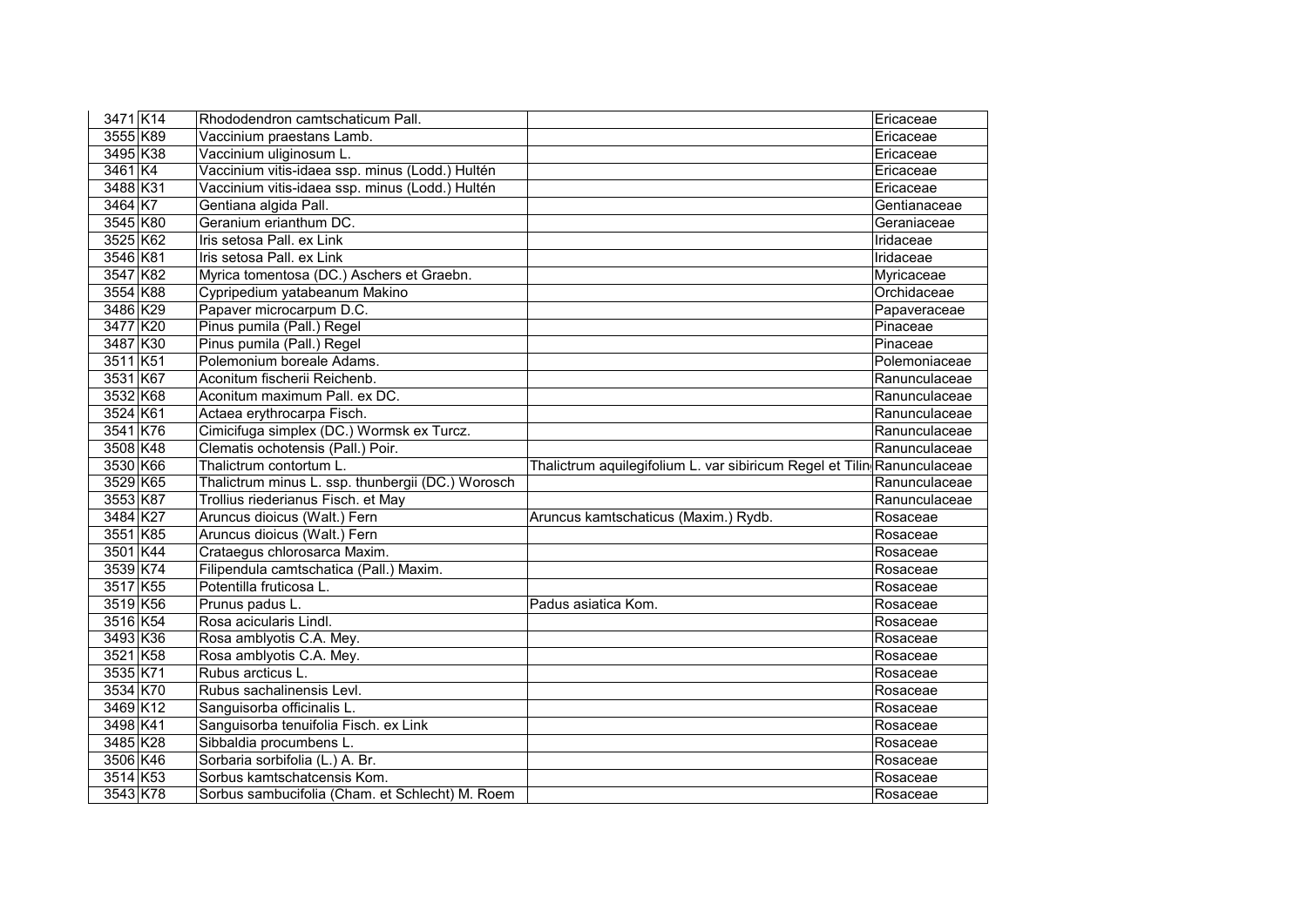| | | | | |
|---|---|---|---|---|
| 3471 | K14 | Rhododendron camtschaticum Pall. | | Ericaceae |
| 3555 | K89 | Vaccinium praestans Lamb. | | Ericaceae |
| 3495 | K38 | Vaccinium uliginosum L. | | Ericaceae |
| 3461 | K4 | Vaccinium vitis-idaea ssp. minus (Lodd.) Hultén | | Ericaceae |
| 3488 | K31 | Vaccinium vitis-idaea ssp. minus (Lodd.) Hultén | | Ericaceae |
| 3464 | K7 | Gentiana algida Pall. | | Gentianaceae |
| 3545 | K80 | Geranium erianthum DC. | | Geraniaceae |
| 3525 | K62 | Iris setosa Pall. ex Link | | Iridaceae |
| 3546 | K81 | Iris setosa Pall. ex Link | | Iridaceae |
| 3547 | K82 | Myrica tomentosa (DC.) Aschers et Graebn. | | Myricaceae |
| 3554 | K88 | Cypripedium yatabeanum Makino | | Orchidaceae |
| 3486 | K29 | Papaver microcarpum D.C. | | Papaveraceae |
| 3477 | K20 | Pinus pumila (Pall.) Regel | | Pinaceae |
| 3487 | K30 | Pinus pumila (Pall.) Regel | | Pinaceae |
| 3511 | K51 | Polemonium boreale Adams. | | Polemoniaceae |
| 3531 | K67 | Aconitum fischerii Reichenb. | | Ranunculaceae |
| 3532 | K68 | Aconitum maximum Pall. ex DC. | | Ranunculaceae |
| 3524 | K61 | Actaea erythrocarpa Fisch. | | Ranunculaceae |
| 3541 | K76 | Cimicifuga simplex (DC.) Wormsk ex Turcz. | | Ranunculaceae |
| 3508 | K48 | Clematis ochotensis (Pall.) Poir. | | Ranunculaceae |
| 3530 | K66 | Thalictrum contortum L. | Thalictrum aquilegifolium L. var sibiricum Regel et Tilin | Ranunculaceae |
| 3529 | K65 | Thalictrum minus L. ssp. thunbergii (DC.) Worosch | | Ranunculaceae |
| 3553 | K87 | Trollius riederianus Fisch. et May | | Ranunculaceae |
| 3484 | K27 | Aruncus dioicus (Walt.) Fern | Aruncus kamtschaticus (Maxim.) Rydb. | Rosaceae |
| 3551 | K85 | Aruncus dioicus (Walt.) Fern | | Rosaceae |
| 3501 | K44 | Crataegus chlorosarca Maxim. | | Rosaceae |
| 3539 | K74 | Filipendula camtschatica (Pall.) Maxim. | | Rosaceae |
| 3517 | K55 | Potentilla fruticosa L. | | Rosaceae |
| 3519 | K56 | Prunus padus L. | Padus asiatica Kom. | Rosaceae |
| 3516 | K54 | Rosa acicularis Lindl. | | Rosaceae |
| 3493 | K36 | Rosa amblyotis C.A. Mey. | | Rosaceae |
| 3521 | K58 | Rosa amblyotis C.A. Mey. | | Rosaceae |
| 3535 | K71 | Rubus arcticus L. | | Rosaceae |
| 3534 | K70 | Rubus sachalinensis Levl. | | Rosaceae |
| 3469 | K12 | Sanguisorba officinalis L. | | Rosaceae |
| 3498 | K41 | Sanguisorba tenuifolia Fisch. ex Link | | Rosaceae |
| 3485 | K28 | Sibbaldia procumbens L. | | Rosaceae |
| 3506 | K46 | Sorbaria sorbifolia (L.) A. Br. | | Rosaceae |
| 3514 | K53 | Sorbus kamtschatcensis Kom. | | Rosaceae |
| 3543 | K78 | Sorbus sambucifolia (Cham. et Schlecht) M. Roem | | Rosaceae |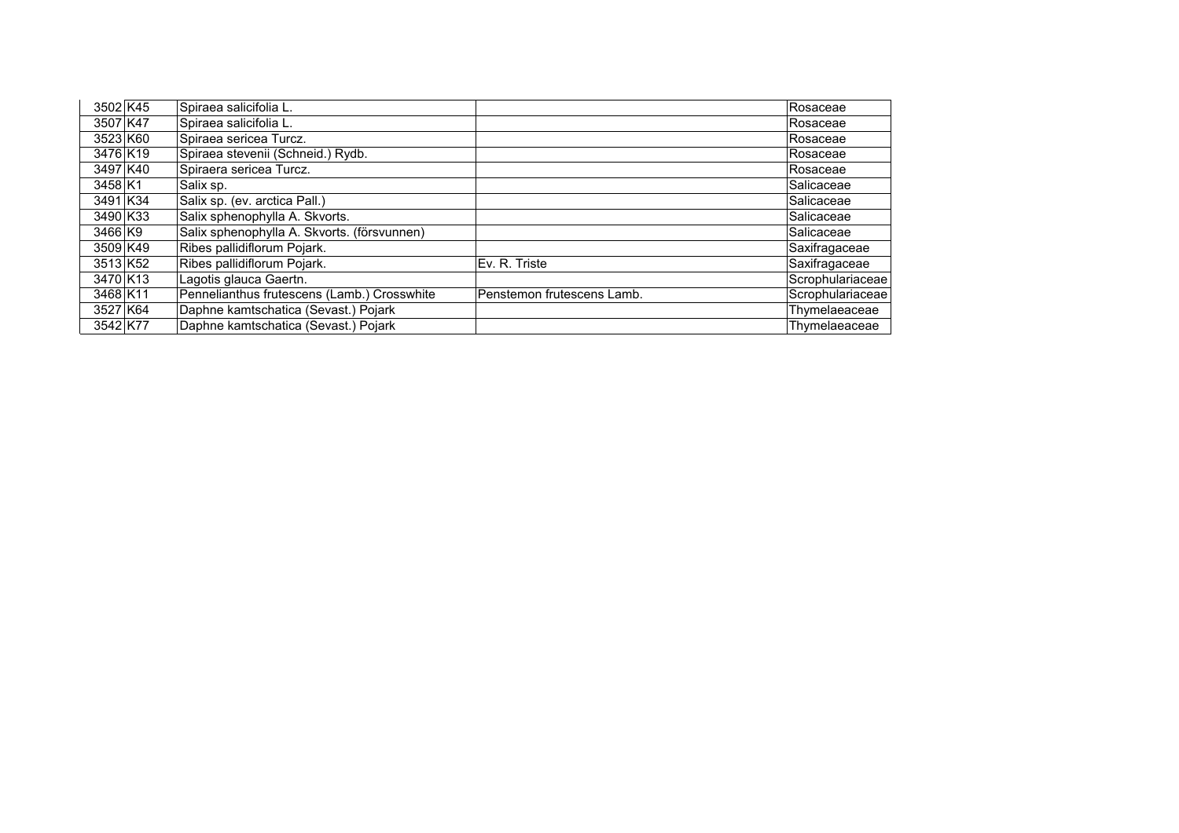| | | | | |
|---|---|---|---|---|
| 3502 | K45 | Spiraea salicifolia L. | | Rosaceae |
| 3507 | K47 | Spiraea salicifolia L. | | Rosaceae |
| 3523 | K60 | Spiraea sericea Turcz. | | Rosaceae |
| 3476 | K19 | Spiraea stevenii (Schneid.) Rydb. | | Rosaceae |
| 3497 | K40 | Spiraera sericea Turcz. | | Rosaceae |
| 3458 | K1 | Salix sp. | | Salicaceae |
| 3491 | K34 | Salix sp. (ev. arctica Pall.) | | Salicaceae |
| 3490 | K33 | Salix sphenophylla A. Skvorts. | | Salicaceae |
| 3466 | K9 | Salix sphenophylla A. Skvorts. (försvunnen) | | Salicaceae |
| 3509 | K49 | Ribes pallidiflorum Pojark. | | Saxifragaceae |
| 3513 | K52 | Ribes pallidiflorum Pojark. | Ev. R. Triste | Saxifragaceae |
| 3470 | K13 | Lagotis glauca Gaertn. | | Scrophulariaceae |
| 3468 | K11 | Pennelianthus frutescens (Lamb.) Crosswhite | Penstemon frutescens Lamb. | Scrophulariaceae |
| 3527 | K64 | Daphne kamtschatica (Sevast.) Pojark | | Thymelaeaceae |
| 3542 | K77 | Daphne kamtschatica (Sevast.) Pojark | | Thymelaeaceae |